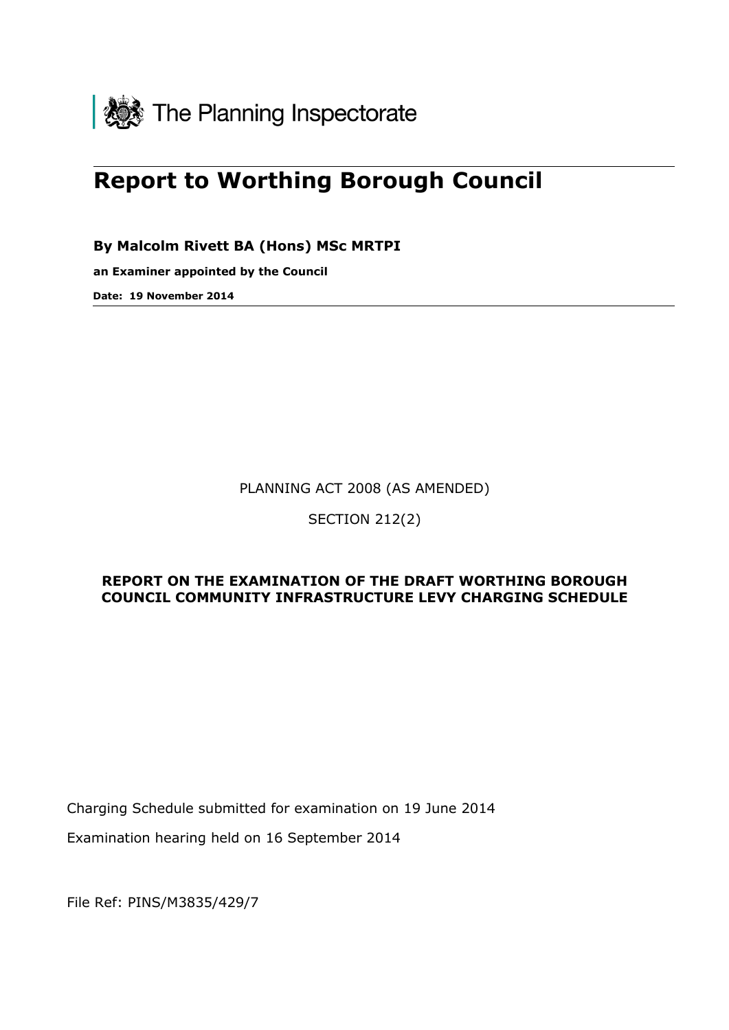The Planning Inspectorate

# Report to Worthing Borough Council

**By Malcolm Rivett BA (Hons) MSc MRTPI**

**an Examiner appointed by the Council**

**Date: 19 November 2014**

PLANNING ACT 2008 (AS AMENDED)

SECTION 212(2)

**REPORT ON THE EXAMINATION OF THE DRAFT WORTHING BOROUGH COUNCIL COMMUNITY INFRASTRUCTURE LEVY CHARGING SCHEDULE**

Charging Schedule submitted for examination on 19 June 2014

Examination hearing held on 16 September 2014

File Ref: PINS/M3835/429/7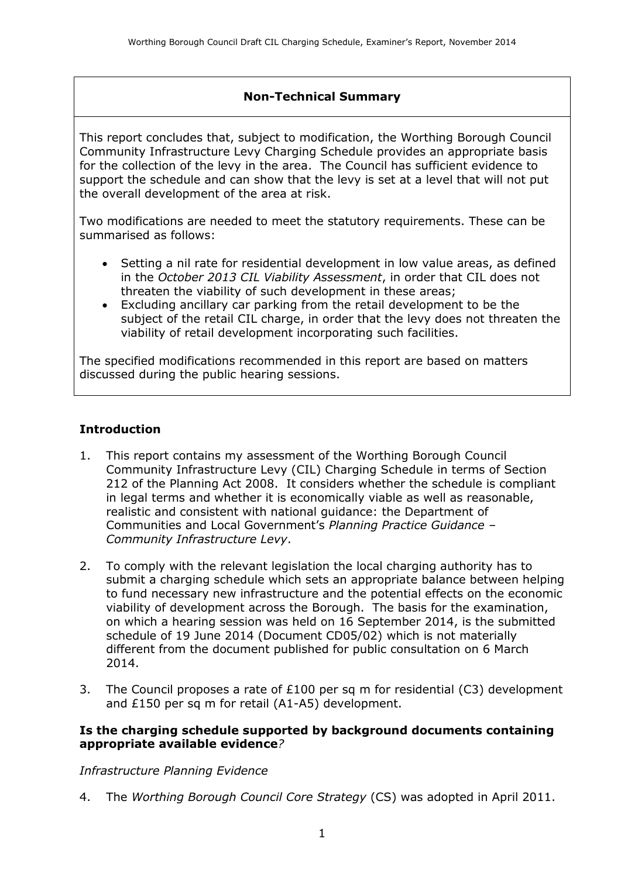## Non-Technical Summary

This report concludes that, subject to modification, the Worthing Borough Council Community Infrastructure Levy Charging Schedule provides an appropriate basis for the collection of the levy in the area. The Council has sufficient evidence to support the schedule and can show that the levy is set at a level that will not put the overall development of the area at risk.

Two modifications are needed to meet the statutory requirements. These can be summarised as follows:

- Setting a nil rate for residential development in low value areas, as defined in the *October 2013 CIL Viability Assessment*, in order that CIL does not threaten the viability of such development in these areas;
- Excluding ancillary car parking from the retail development to be the subject of the retail CIL charge, in order that the levy does not threaten the viability of retail development incorporating such facilities.

The specified modifications recommended in this report are based on matters discussed during the public hearing sessions.

## Introduction

1. This report contains my assessment of the Worthing Borough Council Community Infrastructure Levy (CIL) Charging Schedule in terms of Section 212 of the Planning Act 2008. It considers whether the schedule is compliant in legal terms and whether it is economically viable as well as reasonable, realistic and consistent with national guidance: the Department of Communities and Local Government's *Planning Practice Guidance – Community Infrastructure Levy*.

2. To comply with the relevant legislation the local charging authority has to submit a charging schedule which sets an appropriate balance between helping to fund necessary new infrastructure and the potential effects on the economic viability of development across the Borough. The basis for the examination, on which a hearing session was held on 16 September 2014, is the submitted schedule of 19 June 2014 (Document CD05/02) which is not materially different from the document published for public consultation on 6 March 2014.

3. The Council proposes a rate of £100 per sq m for residential (C3) development and £150 per sq m for retail (A1-A5) development.

### Is the charging schedule supported by background documents containing appropriate available evidence?

*Infrastructure Planning Evidence*

4. The *Worthing Borough Council Core Strategy* (CS) was adopted in April 2011.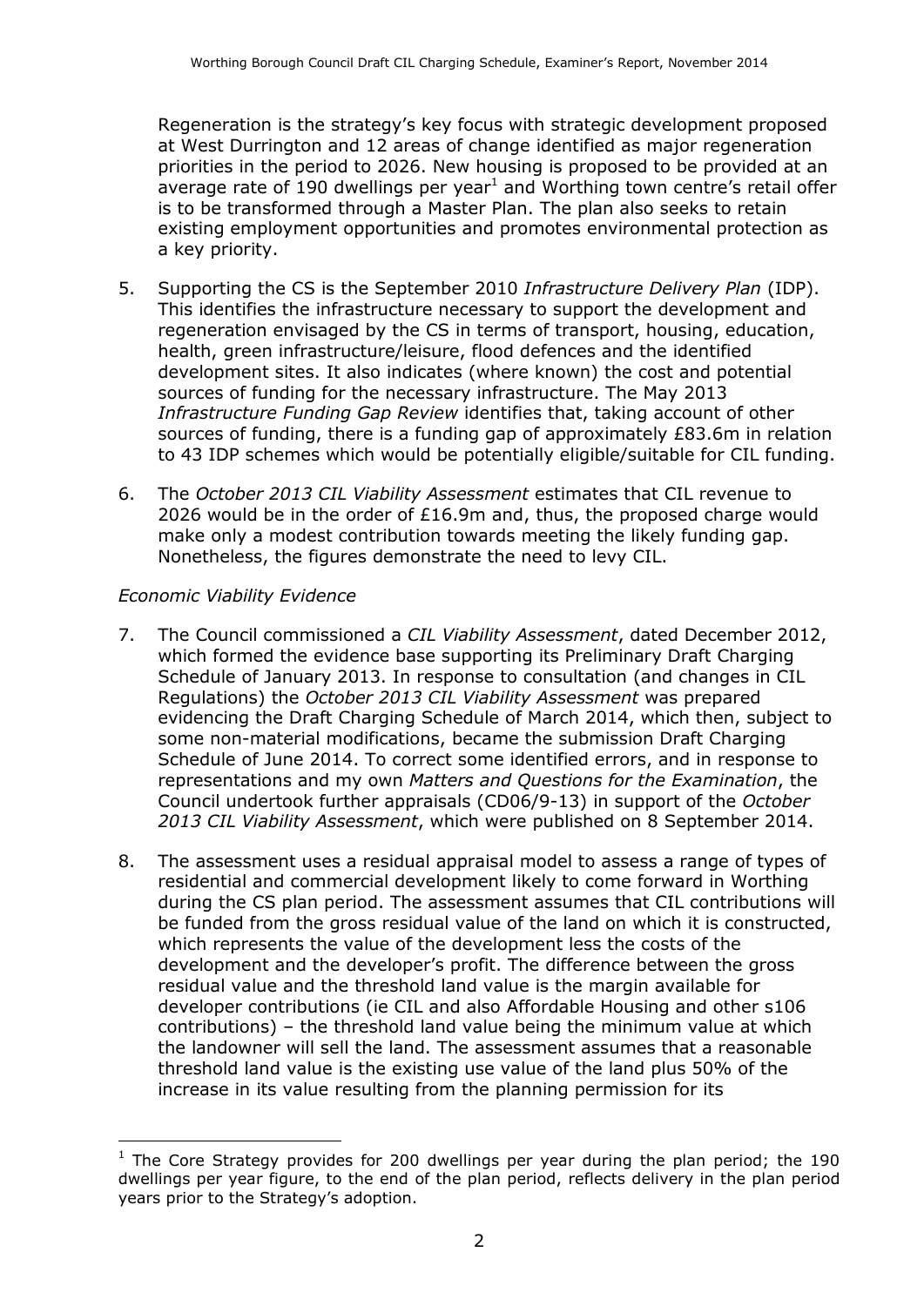Regeneration is the strategy's key focus with strategic development proposed at West Durrington and 12 areas of change identified as major regeneration priorities in the period to 2026. New housing is proposed to be provided at an average rate of 190 dwellings per year[1] and Worthing town centre's retail offer is to be transformed through a Master Plan. The plan also seeks to retain existing employment opportunities and promotes environmental protection as a key priority.

5. Supporting the CS is the September 2010 *Infrastructure Delivery Plan* (IDP). This identifies the infrastructure necessary to support the development and regeneration envisaged by the CS in terms of transport, housing, education, health, green infrastructure/leisure, flood defences and the identified development sites. It also indicates (where known) the cost and potential sources of funding for the necessary infrastructure. The May 2013 *Infrastructure Funding Gap Review* identifies that, taking account of other sources of funding, there is a funding gap of approximately £83.6m in relation to 43 IDP schemes which would be potentially eligible/suitable for CIL funding.

6. The *October 2013 CIL Viability Assessment* estimates that CIL revenue to 2026 would be in the order of £16.9m and, thus, the proposed charge would make only a modest contribution towards meeting the likely funding gap. Nonetheless, the figures demonstrate the need to levy CIL.

*Economic Viability Evidence*

7. The Council commissioned a *CIL Viability Assessment*, dated December 2012, which formed the evidence base supporting its Preliminary Draft Charging Schedule of January 2013. In response to consultation (and changes in CIL Regulations) the *October 2013 CIL Viability Assessment* was prepared evidencing the Draft Charging Schedule of March 2014, which then, subject to some non-material modifications, became the submission Draft Charging Schedule of June 2014. To correct some identified errors, and in response to representations and my own *Matters and Questions for the Examination*, the Council undertook further appraisals (CD06/9-13) in support of the *October 2013 CIL Viability Assessment*, which were published on 8 September 2014.

8. The assessment uses a residual appraisal model to assess a range of types of residential and commercial development likely to come forward in Worthing during the CS plan period. The assessment assumes that CIL contributions will be funded from the gross residual value of the land on which it is constructed, which represents the value of the development less the costs of the development and the developer's profit. The difference between the gross residual value and the threshold land value is the margin available for developer contributions (ie CIL and also Affordable Housing and other s106 contributions) – the threshold land value being the minimum value at which the landowner will sell the land. The assessment assumes that a reasonable threshold land value is the existing use value of the land plus 50% of the increase in its value resulting from the planning permission for its

[1] The Core Strategy provides for 200 dwellings per year during the plan period; the 190 dwellings per year figure, to the end of the plan period, reflects delivery in the plan period years prior to the Strategy's adoption.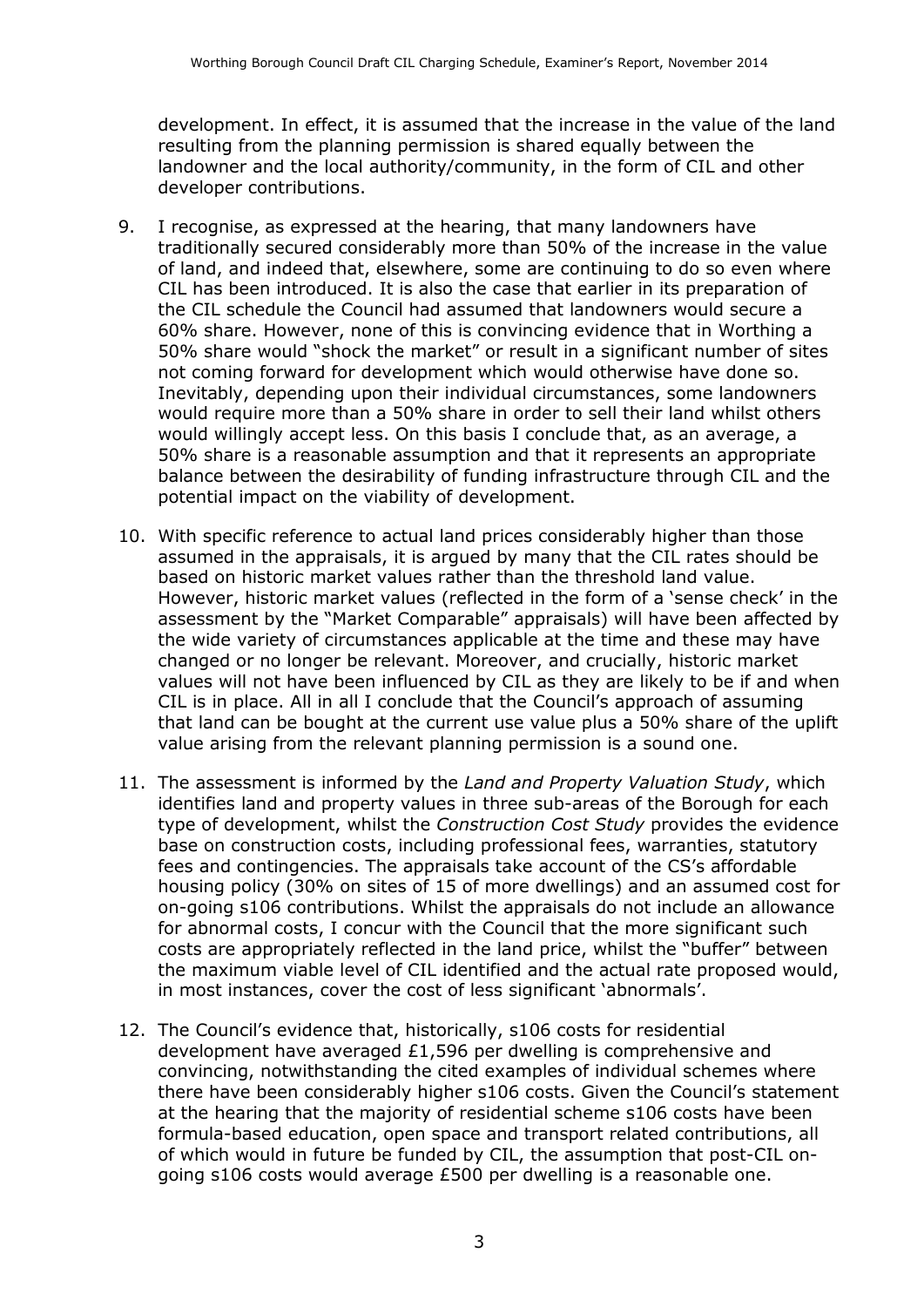development. In effect, it is assumed that the increase in the value of the land resulting from the planning permission is shared equally between the landowner and the local authority/community, in the form of CIL and other developer contributions.

9. I recognise, as expressed at the hearing, that many landowners have traditionally secured considerably more than 50% of the increase in the value of land, and indeed that, elsewhere, some are continuing to do so even where CIL has been introduced. It is also the case that earlier in its preparation of the CIL schedule the Council had assumed that landowners would secure a 60% share. However, none of this is convincing evidence that in Worthing a 50% share would "shock the market" or result in a significant number of sites not coming forward for development which would otherwise have done so. Inevitably, depending upon their individual circumstances, some landowners would require more than a 50% share in order to sell their land whilst others would willingly accept less. On this basis I conclude that, as an average, a 50% share is a reasonable assumption and that it represents an appropriate balance between the desirability of funding infrastructure through CIL and the potential impact on the viability of development.

10. With specific reference to actual land prices considerably higher than those assumed in the appraisals, it is argued by many that the CIL rates should be based on historic market values rather than the threshold land value. However, historic market values (reflected in the form of a 'sense check' in the assessment by the "Market Comparable" appraisals) will have been affected by the wide variety of circumstances applicable at the time and these may have changed or no longer be relevant. Moreover, and crucially, historic market values will not have been influenced by CIL as they are likely to be if and when CIL is in place. All in all I conclude that the Council's approach of assuming that land can be bought at the current use value plus a 50% share of the uplift value arising from the relevant planning permission is a sound one.

11. The assessment is informed by the *Land and Property Valuation Study*, which identifies land and property values in three sub-areas of the Borough for each type of development, whilst the *Construction Cost Study* provides the evidence base on construction costs, including professional fees, warranties, statutory fees and contingencies. The appraisals take account of the CS's affordable housing policy (30% on sites of 15 of more dwellings) and an assumed cost for on-going s106 contributions. Whilst the appraisals do not include an allowance for abnormal costs, I concur with the Council that the more significant such costs are appropriately reflected in the land price, whilst the "buffer" between the maximum viable level of CIL identified and the actual rate proposed would, in most instances, cover the cost of less significant 'abnormals'.

12. The Council's evidence that, historically, s106 costs for residential development have averaged £1,596 per dwelling is comprehensive and convincing, notwithstanding the cited examples of individual schemes where there have been considerably higher s106 costs. Given the Council's statement at the hearing that the majority of residential scheme s106 costs have been formula-based education, open space and transport related contributions, all of which would in future be funded by CIL, the assumption that post-CIL on-going s106 costs would average £500 per dwelling is a reasonable one.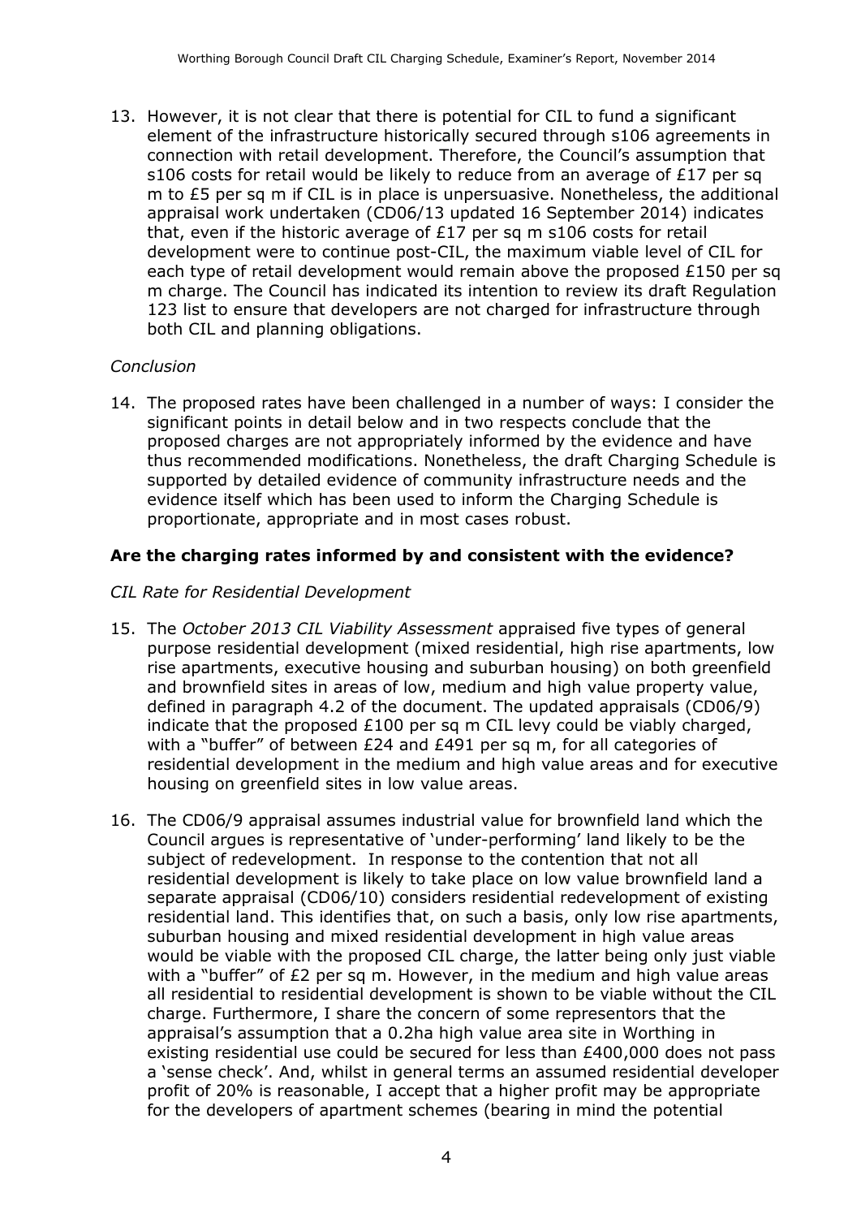13. However, it is not clear that there is potential for CIL to fund a significant element of the infrastructure historically secured through s106 agreements in connection with retail development. Therefore, the Council's assumption that s106 costs for retail would be likely to reduce from an average of £17 per sq m to £5 per sq m if CIL is in place is unpersuasive. Nonetheless, the additional appraisal work undertaken (CD06/13 updated 16 September 2014) indicates that, even if the historic average of £17 per sq m s106 costs for retail development were to continue post-CIL, the maximum viable level of CIL for each type of retail development would remain above the proposed £150 per sq m charge. The Council has indicated its intention to review its draft Regulation 123 list to ensure that developers are not charged for infrastructure through both CIL and planning obligations.

*Conclusion*

14. The proposed rates have been challenged in a number of ways: I consider the significant points in detail below and in two respects conclude that the proposed charges are not appropriately informed by the evidence and have thus recommended modifications. Nonetheless, the draft Charging Schedule is supported by detailed evidence of community infrastructure needs and the evidence itself which has been used to inform the Charging Schedule is proportionate, appropriate and in most cases robust.

## Are the charging rates informed by and consistent with the evidence?

*CIL Rate for Residential Development*

15. The *October 2013 CIL Viability Assessment* appraised five types of general purpose residential development (mixed residential, high rise apartments, low rise apartments, executive housing and suburban housing) on both greenfield and brownfield sites in areas of low, medium and high value property value, defined in paragraph 4.2 of the document. The updated appraisals (CD06/9) indicate that the proposed £100 per sq m CIL levy could be viably charged, with a "buffer" of between £24 and £491 per sq m, for all categories of residential development in the medium and high value areas and for executive housing on greenfield sites in low value areas.

16. The CD06/9 appraisal assumes industrial value for brownfield land which the Council argues is representative of 'under-performing' land likely to be the subject of redevelopment. In response to the contention that not all residential development is likely to take place on low value brownfield land a separate appraisal (CD06/10) considers residential redevelopment of existing residential land. This identifies that, on such a basis, only low rise apartments, suburban housing and mixed residential development in high value areas would be viable with the proposed CIL charge, the latter being only just viable with a "buffer" of £2 per sq m. However, in the medium and high value areas all residential to residential development is shown to be viable without the CIL charge. Furthermore, I share the concern of some representors that the appraisal's assumption that a 0.2ha high value area site in Worthing in existing residential use could be secured for less than £400,000 does not pass a 'sense check'. And, whilst in general terms an assumed residential developer profit of 20% is reasonable, I accept that a higher profit may be appropriate for the developers of apartment schemes (bearing in mind the potential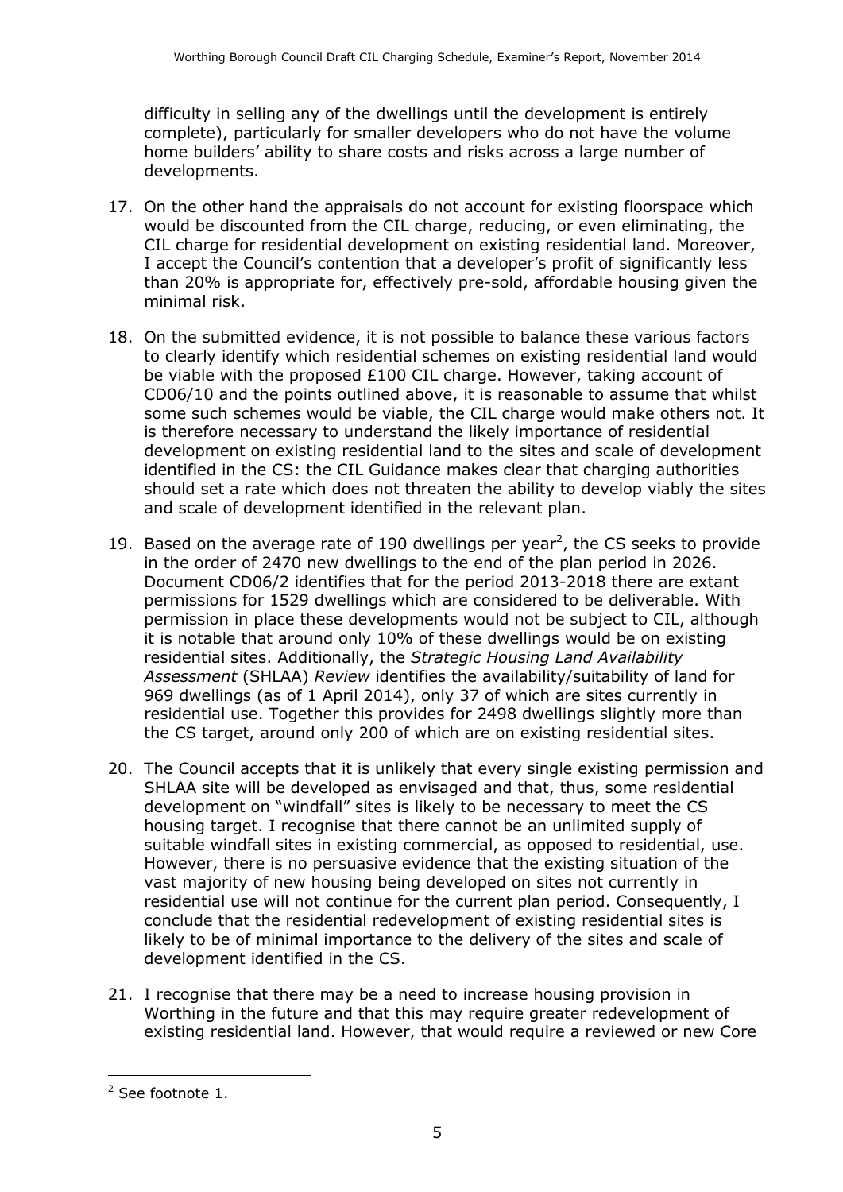difficulty in selling any of the dwellings until the development is entirely complete), particularly for smaller developers who do not have the volume home builders' ability to share costs and risks across a large number of developments.

17. On the other hand the appraisals do not account for existing floorspace which would be discounted from the CIL charge, reducing, or even eliminating, the CIL charge for residential development on existing residential land. Moreover, I accept the Council's contention that a developer's profit of significantly less than 20% is appropriate for, effectively pre-sold, affordable housing given the minimal risk.

18. On the submitted evidence, it is not possible to balance these various factors to clearly identify which residential schemes on existing residential land would be viable with the proposed £100 CIL charge. However, taking account of CD06/10 and the points outlined above, it is reasonable to assume that whilst some such schemes would be viable, the CIL charge would make others not. It is therefore necessary to understand the likely importance of residential development on existing residential land to the sites and scale of development identified in the CS: the CIL Guidance makes clear that charging authorities should set a rate which does not threaten the ability to develop viably the sites and scale of development identified in the relevant plan.

19. Based on the average rate of 190 dwellings per year[2], the CS seeks to provide in the order of 2470 new dwellings to the end of the plan period in 2026. Document CD06/2 identifies that for the period 2013-2018 there are extant permissions for 1529 dwellings which are considered to be deliverable. With permission in place these developments would not be subject to CIL, although it is notable that around only 10% of these dwellings would be on existing residential sites. Additionally, the *Strategic Housing Land Availability Assessment* (SHLAA) *Review* identifies the availability/suitability of land for 969 dwellings (as of 1 April 2014), only 37 of which are sites currently in residential use. Together this provides for 2498 dwellings slightly more than the CS target, around only 200 of which are on existing residential sites.

20. The Council accepts that it is unlikely that every single existing permission and SHLAA site will be developed as envisaged and that, thus, some residential development on "windfall" sites is likely to be necessary to meet the CS housing target. I recognise that there cannot be an unlimited supply of suitable windfall sites in existing commercial, as opposed to residential, use. However, there is no persuasive evidence that the existing situation of the vast majority of new housing being developed on sites not currently in residential use will not continue for the current plan period. Consequently, I conclude that the residential redevelopment of existing residential sites is likely to be of minimal importance to the delivery of the sites and scale of development identified in the CS.

21. I recognise that there may be a need to increase housing provision in Worthing in the future and that this may require greater redevelopment of existing residential land. However, that would require a reviewed or new Core

[2] See footnote 1.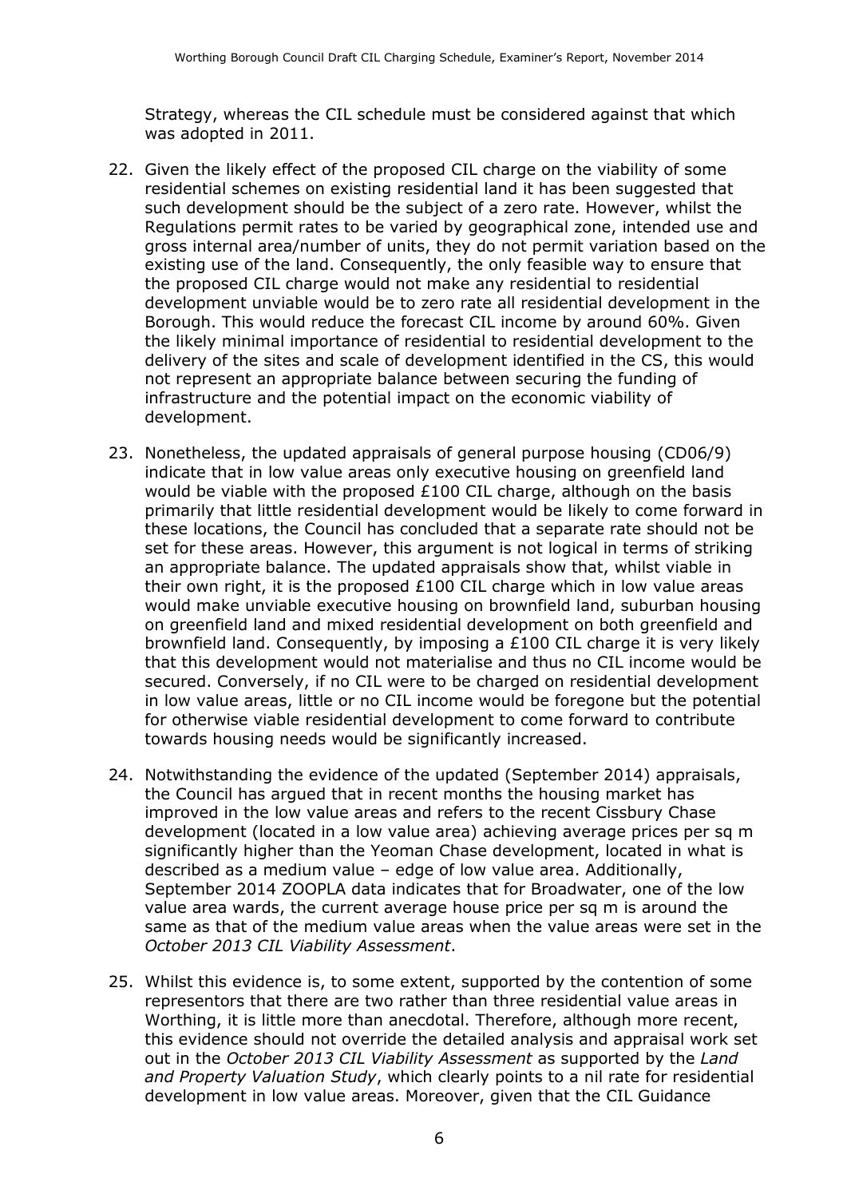Strategy, whereas the CIL schedule must be considered against that which was adopted in 2011.

22. Given the likely effect of the proposed CIL charge on the viability of some residential schemes on existing residential land it has been suggested that such development should be the subject of a zero rate. However, whilst the Regulations permit rates to be varied by geographical zone, intended use and gross internal area/number of units, they do not permit variation based on the existing use of the land. Consequently, the only feasible way to ensure that the proposed CIL charge would not make any residential to residential development unviable would be to zero rate all residential development in the Borough. This would reduce the forecast CIL income by around 60%. Given the likely minimal importance of residential to residential development to the delivery of the sites and scale of development identified in the CS, this would not represent an appropriate balance between securing the funding of infrastructure and the potential impact on the economic viability of development.

23. Nonetheless, the updated appraisals of general purpose housing (CD06/9) indicate that in low value areas only executive housing on greenfield land would be viable with the proposed £100 CIL charge, although on the basis primarily that little residential development would be likely to come forward in these locations, the Council has concluded that a separate rate should not be set for these areas. However, this argument is not logical in terms of striking an appropriate balance. The updated appraisals show that, whilst viable in their own right, it is the proposed £100 CIL charge which in low value areas would make unviable executive housing on brownfield land, suburban housing on greenfield land and mixed residential development on both greenfield and brownfield land. Consequently, by imposing a £100 CIL charge it is very likely that this development would not materialise and thus no CIL income would be secured. Conversely, if no CIL were to be charged on residential development in low value areas, little or no CIL income would be foregone but the potential for otherwise viable residential development to come forward to contribute towards housing needs would be significantly increased.

24. Notwithstanding the evidence of the updated (September 2014) appraisals, the Council has argued that in recent months the housing market has improved in the low value areas and refers to the recent Cissbury Chase development (located in a low value area) achieving average prices per sq m significantly higher than the Yeoman Chase development, located in what is described as a medium value – edge of low value area. Additionally, September 2014 ZOOPLA data indicates that for Broadwater, one of the low value area wards, the current average house price per sq m is around the same as that of the medium value areas when the value areas were set in the *October 2013 CIL Viability Assessment*.

25. Whilst this evidence is, to some extent, supported by the contention of some representors that there are two rather than three residential value areas in Worthing, it is little more than anecdotal. Therefore, although more recent, this evidence should not override the detailed analysis and appraisal work set out in the *October 2013 CIL Viability Assessment* as supported by the *Land and Property Valuation Study*, which clearly points to a nil rate for residential development in low value areas. Moreover, given that the CIL Guidance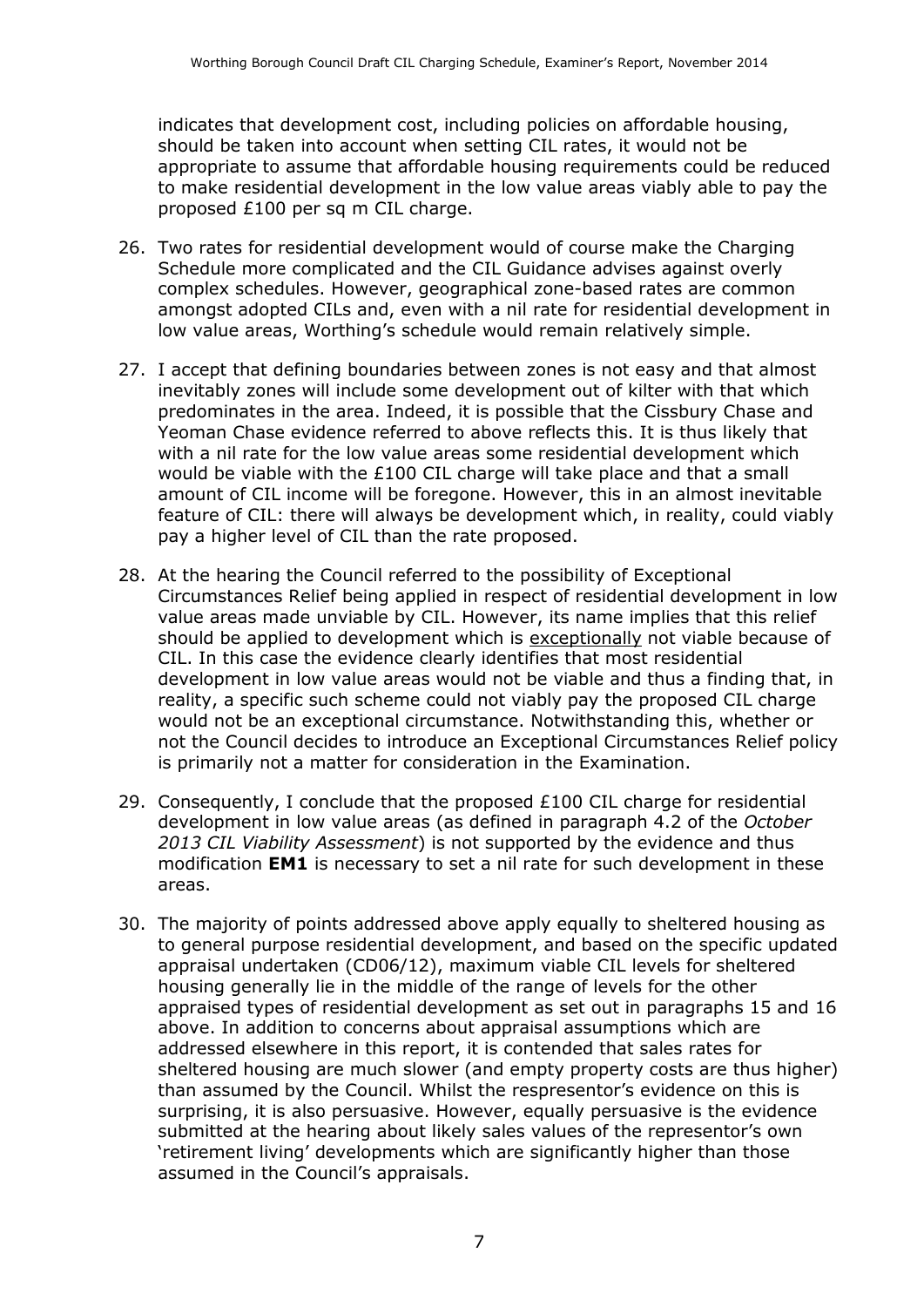indicates that development cost, including policies on affordable housing, should be taken into account when setting CIL rates, it would not be appropriate to assume that affordable housing requirements could be reduced to make residential development in the low value areas viably able to pay the proposed £100 per sq m CIL charge.

26. Two rates for residential development would of course make the Charging Schedule more complicated and the CIL Guidance advises against overly complex schedules. However, geographical zone-based rates are common amongst adopted CILs and, even with a nil rate for residential development in low value areas, Worthing's schedule would remain relatively simple.

27. I accept that defining boundaries between zones is not easy and that almost inevitably zones will include some development out of kilter with that which predominates in the area. Indeed, it is possible that the Cissbury Chase and Yeoman Chase evidence referred to above reflects this. It is thus likely that with a nil rate for the low value areas some residential development which would be viable with the £100 CIL charge will take place and that a small amount of CIL income will be foregone. However, this in an almost inevitable feature of CIL: there will always be development which, in reality, could viably pay a higher level of CIL than the rate proposed.

28. At the hearing the Council referred to the possibility of Exceptional Circumstances Relief being applied in respect of residential development in low value areas made unviable by CIL. However, its name implies that this relief should be applied to development which is <u>exceptionally</u> not viable because of CIL. In this case the evidence clearly identifies that most residential development in low value areas would not be viable and thus a finding that, in reality, a specific such scheme could not viably pay the proposed CIL charge would not be an exceptional circumstance. Notwithstanding this, whether or not the Council decides to introduce an Exceptional Circumstances Relief policy is primarily not a matter for consideration in the Examination.

29. Consequently, I conclude that the proposed £100 CIL charge for residential development in low value areas (as defined in paragraph 4.2 of the *October 2013 CIL Viability Assessment*) is not supported by the evidence and thus modification **EM1** is necessary to set a nil rate for such development in these areas.

30. The majority of points addressed above apply equally to sheltered housing as to general purpose residential development, and based on the specific updated appraisal undertaken (CD06/12), maximum viable CIL levels for sheltered housing generally lie in the middle of the range of levels for the other appraised types of residential development as set out in paragraphs 15 and 16 above. In addition to concerns about appraisal assumptions which are addressed elsewhere in this report, it is contended that sales rates for sheltered housing are much slower (and empty property costs are thus higher) than assumed by the Council. Whilst the respresentor's evidence on this is surprising, it is also persuasive. However, equally persuasive is the evidence submitted at the hearing about likely sales values of the representor's own 'retirement living' developments which are significantly higher than those assumed in the Council's appraisals.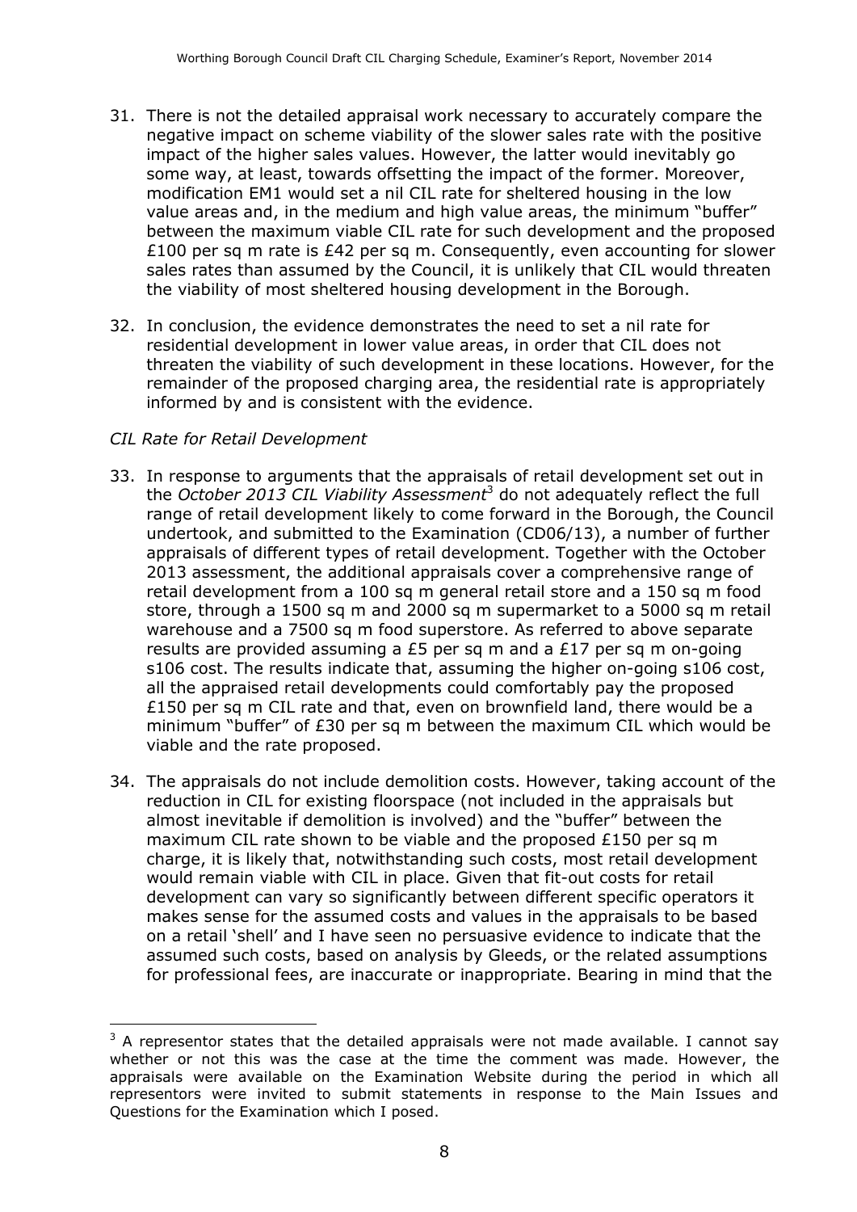31. There is not the detailed appraisal work necessary to accurately compare the negative impact on scheme viability of the slower sales rate with the positive impact of the higher sales values. However, the latter would inevitably go some way, at least, towards offsetting the impact of the former. Moreover, modification EM1 would set a nil CIL rate for sheltered housing in the low value areas and, in the medium and high value areas, the minimum "buffer" between the maximum viable CIL rate for such development and the proposed £100 per sq m rate is £42 per sq m. Consequently, even accounting for slower sales rates than assumed by the Council, it is unlikely that CIL would threaten the viability of most sheltered housing development in the Borough.

32. In conclusion, the evidence demonstrates the need to set a nil rate for residential development in lower value areas, in order that CIL does not threaten the viability of such development in these locations. However, for the remainder of the proposed charging area, the residential rate is appropriately informed by and is consistent with the evidence.

*CIL Rate for Retail Development*

33. In response to arguments that the appraisals of retail development set out in the *October 2013 CIL Viability Assessment*[3] do not adequately reflect the full range of retail development likely to come forward in the Borough, the Council undertook, and submitted to the Examination (CD06/13), a number of further appraisals of different types of retail development. Together with the October 2013 assessment, the additional appraisals cover a comprehensive range of retail development from a 100 sq m general retail store and a 150 sq m food store, through a 1500 sq m and 2000 sq m supermarket to a 5000 sq m retail warehouse and a 7500 sq m food superstore. As referred to above separate results are provided assuming a £5 per sq m and a £17 per sq m on-going s106 cost. The results indicate that, assuming the higher on-going s106 cost, all the appraised retail developments could comfortably pay the proposed £150 per sq m CIL rate and that, even on brownfield land, there would be a minimum "buffer" of £30 per sq m between the maximum CIL which would be viable and the rate proposed.

34. The appraisals do not include demolition costs. However, taking account of the reduction in CIL for existing floorspace (not included in the appraisals but almost inevitable if demolition is involved) and the "buffer" between the maximum CIL rate shown to be viable and the proposed £150 per sq m charge, it is likely that, notwithstanding such costs, most retail development would remain viable with CIL in place. Given that fit-out costs for retail development can vary so significantly between different specific operators it makes sense for the assumed costs and values in the appraisals to be based on a retail 'shell' and I have seen no persuasive evidence to indicate that the assumed such costs, based on analysis by Gleeds, or the related assumptions for professional fees, are inaccurate or inappropriate. Bearing in mind that the

---

[3] A representor states that the detailed appraisals were not made available. I cannot say whether or not this was the case at the time the comment was made. However, the appraisals were available on the Examination Website during the period in which all representors were invited to submit statements in response to the Main Issues and Questions for the Examination which I posed.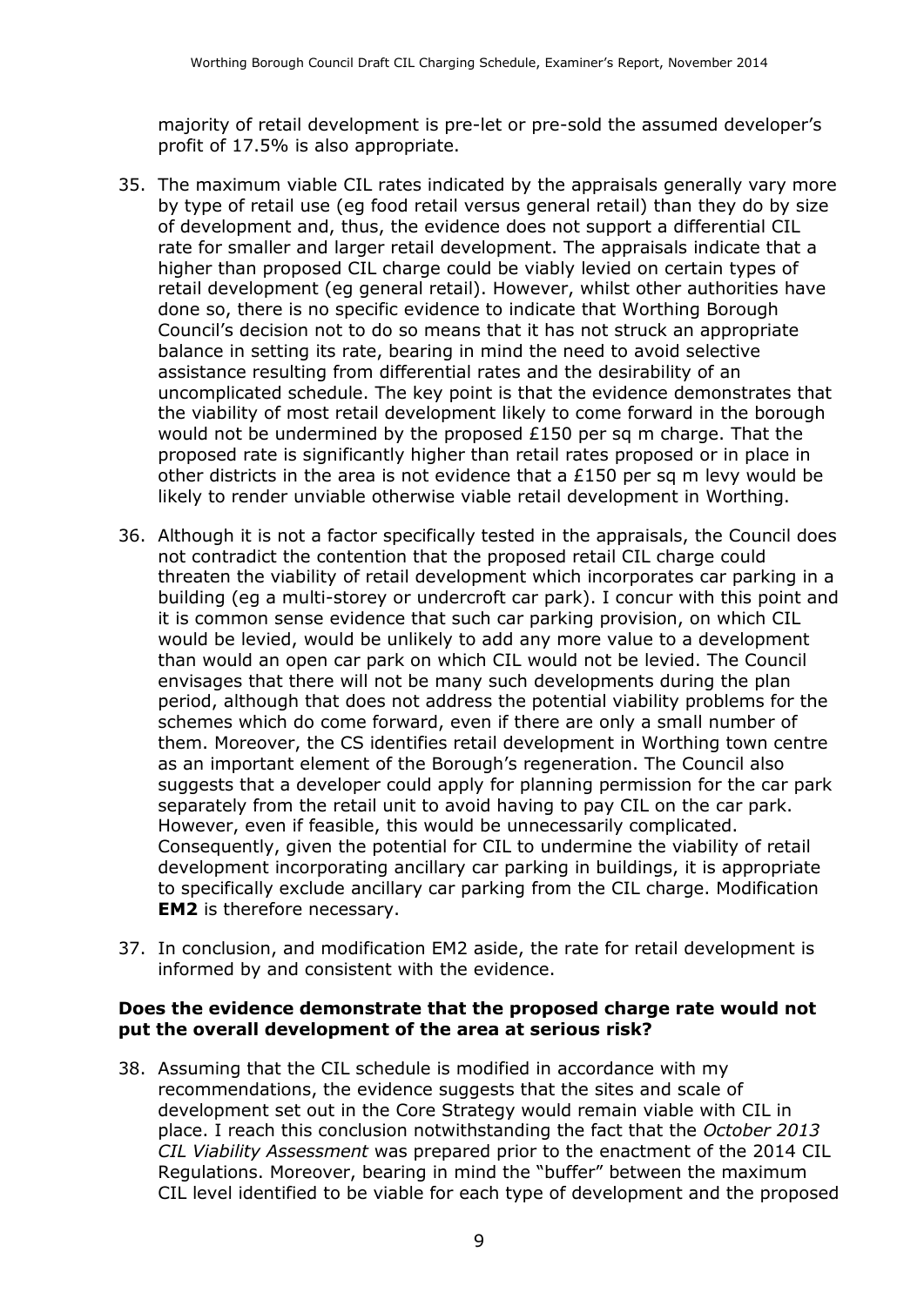majority of retail development is pre-let or pre-sold the assumed developer's profit of 17.5% is also appropriate.

35. The maximum viable CIL rates indicated by the appraisals generally vary more by type of retail use (eg food retail versus general retail) than they do by size of development and, thus, the evidence does not support a differential CIL rate for smaller and larger retail development. The appraisals indicate that a higher than proposed CIL charge could be viably levied on certain types of retail development (eg general retail). However, whilst other authorities have done so, there is no specific evidence to indicate that Worthing Borough Council's decision not to do so means that it has not struck an appropriate balance in setting its rate, bearing in mind the need to avoid selective assistance resulting from differential rates and the desirability of an uncomplicated schedule. The key point is that the evidence demonstrates that the viability of most retail development likely to come forward in the borough would not be undermined by the proposed £150 per sq m charge. That the proposed rate is significantly higher than retail rates proposed or in place in other districts in the area is not evidence that a £150 per sq m levy would be likely to render unviable otherwise viable retail development in Worthing.

36. Although it is not a factor specifically tested in the appraisals, the Council does not contradict the contention that the proposed retail CIL charge could threaten the viability of retail development which incorporates car parking in a building (eg a multi-storey or undercroft car park). I concur with this point and it is common sense evidence that such car parking provision, on which CIL would be levied, would be unlikely to add any more value to a development than would an open car park on which CIL would not be levied. The Council envisages that there will not be many such developments during the plan period, although that does not address the potential viability problems for the schemes which do come forward, even if there are only a small number of them. Moreover, the CS identifies retail development in Worthing town centre as an important element of the Borough's regeneration. The Council also suggests that a developer could apply for planning permission for the car park separately from the retail unit to avoid having to pay CIL on the car park. However, even if feasible, this would be unnecessarily complicated. Consequently, given the potential for CIL to undermine the viability of retail development incorporating ancillary car parking in buildings, it is appropriate to specifically exclude ancillary car parking from the CIL charge. Modification **EM2** is therefore necessary.

37. In conclusion, and modification EM2 aside, the rate for retail development is informed by and consistent with the evidence.

**Does the evidence demonstrate that the proposed charge rate would not put the overall development of the area at serious risk?**

38. Assuming that the CIL schedule is modified in accordance with my recommendations, the evidence suggests that the sites and scale of development set out in the Core Strategy would remain viable with CIL in place. I reach this conclusion notwithstanding the fact that the *October 2013 CIL Viability Assessment* was prepared prior to the enactment of the 2014 CIL Regulations. Moreover, bearing in mind the "buffer" between the maximum CIL level identified to be viable for each type of development and the proposed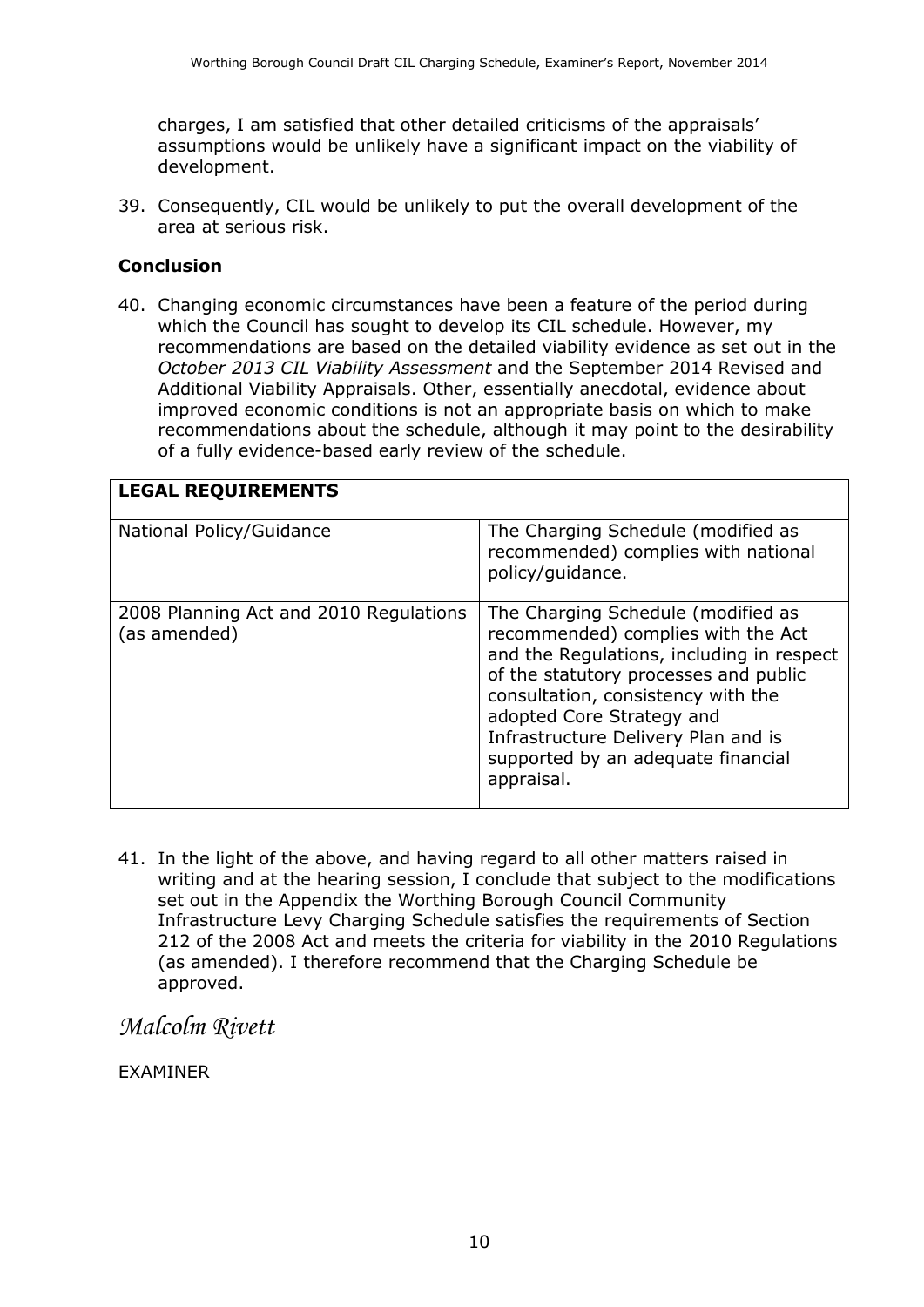charges, I am satisfied that other detailed criticisms of the appraisals' assumptions would be unlikely have a significant impact on the viability of development.

39. Consequently, CIL would be unlikely to put the overall development of the area at serious risk.

### Conclusion

40. Changing economic circumstances have been a feature of the period during which the Council has sought to develop its CIL schedule. However, my recommendations are based on the detailed viability evidence as set out in the *October 2013 CIL Viability Assessment* and the September 2014 Revised and Additional Viability Appraisals. Other, essentially anecdotal, evidence about improved economic conditions is not an appropriate basis on which to make recommendations about the schedule, although it may point to the desirability of a fully evidence-based early review of the schedule.

| **LEGAL REQUIREMENTS** | |
|---|---|
| National Policy/Guidance | The Charging Schedule (modified as recommended) complies with national policy/guidance. |
| 2008 Planning Act and 2010 Regulations (as amended) | The Charging Schedule (modified as recommended) complies with the Act and the Regulations, including in respect of the statutory processes and public consultation, consistency with the adopted Core Strategy and Infrastructure Delivery Plan and is supported by an adequate financial appraisal. |

41. In the light of the above, and having regard to all other matters raised in writing and at the hearing session, I conclude that subject to the modifications set out in the Appendix the Worthing Borough Council Community Infrastructure Levy Charging Schedule satisfies the requirements of Section 212 of the 2008 Act and meets the criteria for viability in the 2010 Regulations (as amended). I therefore recommend that the Charging Schedule be approved.

*Malcolm Rivett*

EXAMINER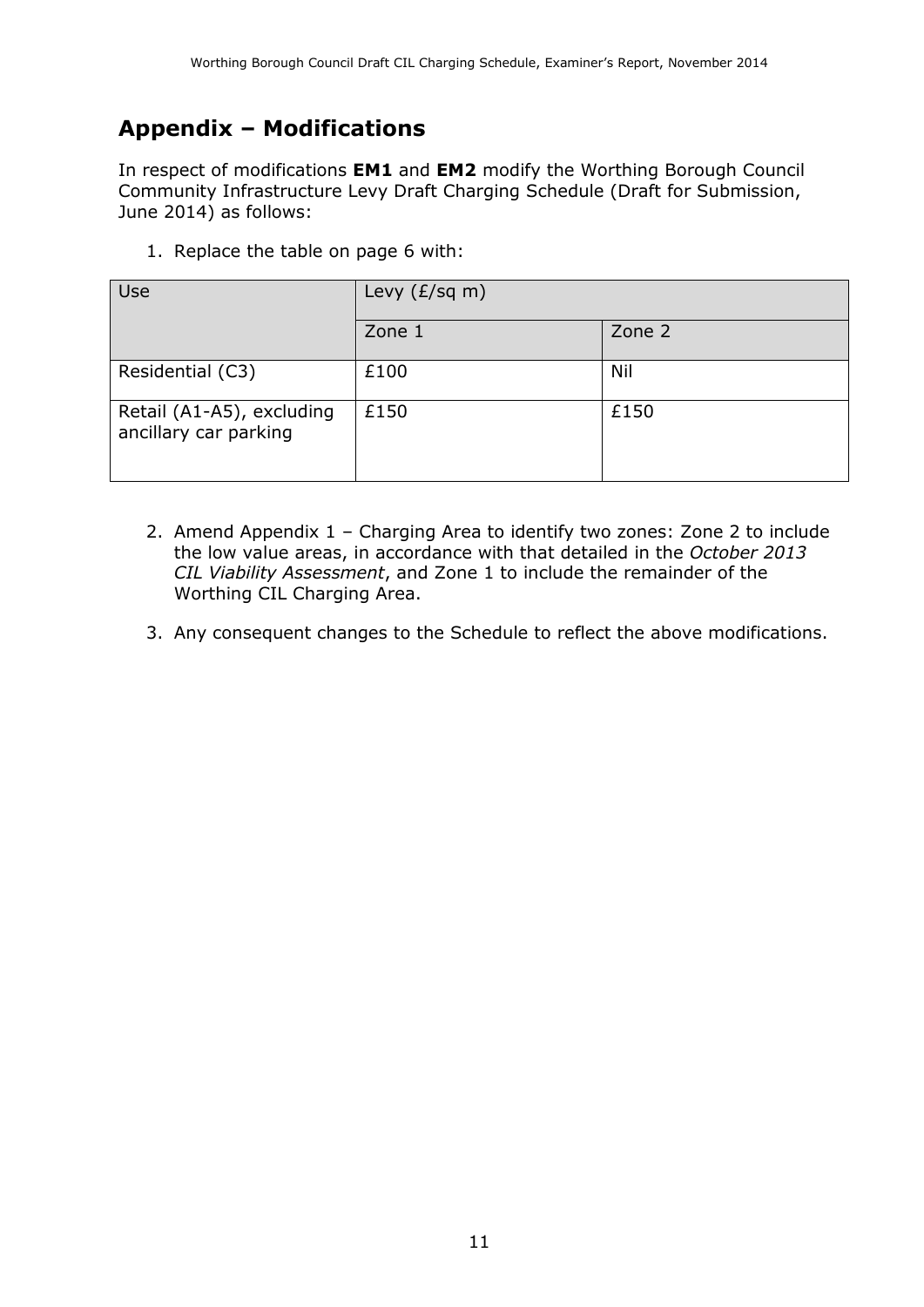## Appendix – Modifications

In respect of modifications **EM1** and **EM2** modify the Worthing Borough Council Community Infrastructure Levy Draft Charging Schedule (Draft for Submission, June 2014) as follows:

1. Replace the table on page 6 with:

| Use | Levy (£/sq m) | |
|---|---|---|
| | Zone 1 | Zone 2 |
| Residential (C3) | £100 | Nil |
| Retail (A1-A5), excluding ancillary car parking | £150 | £150 |

2. Amend Appendix 1 – Charging Area to identify two zones: Zone 2 to include the low value areas, in accordance with that detailed in the *October 2013 CIL Viability Assessment*, and Zone 1 to include the remainder of the Worthing CIL Charging Area.

3. Any consequent changes to the Schedule to reflect the above modifications.